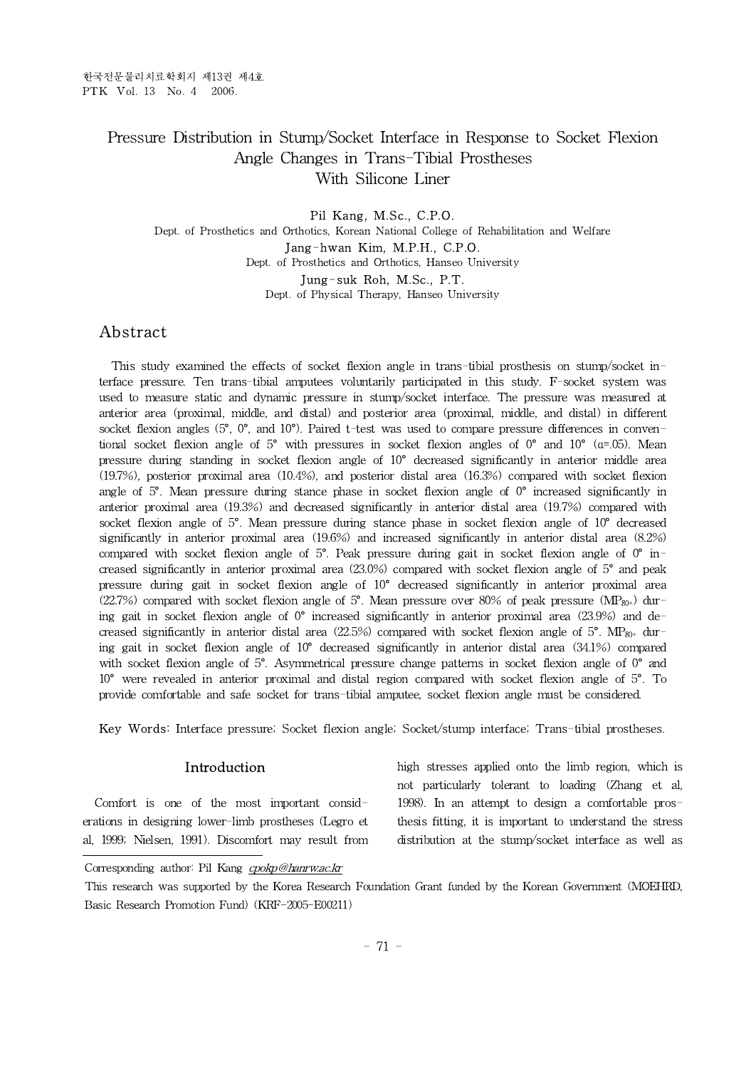# Pressure Distribution in Stump/Socket Interface in Response to Socket Flexion Angle Changes in Trans-Tibial Prostheses With Silicone Liner

**Pil Kang, M.Sc., C.P.O.**
Dept. of Prosthetics and Orthotics, Korean National College of Rehabilitation and Welfare

**Jang-hwan Kim, M.P.H., C.P.O.**
Dept. of Prosthetics and Orthotics, Hanseo University

**Jung-suk Roh, M.Sc., P.T.**
Dept. of Physical Therapy, Hanseo University

## Abstract

This study examined the effects of socket flexion angle in trans-tibial prosthesis on stump/socket interface pressure. Ten trans-tibial amputees voluntarily participated in this study. F-socket system was used to measure static and dynamic pressure in stump/socket interface. The pressure was measured at anterior area (proximal, middle, and distal) and posterior area (proximal, middle, and distal) in different socket flexion angles (5°, 0°, and 10°). Paired t-test was used to compare pressure differences in conventional socket flexion angle of 5° with pressures in socket flexion angles of 0° and 10° ($\alpha$=.05). Mean pressure during standing in socket flexion angle of 10° decreased significantly in anterior middle area (19.7%), posterior proximal area (10.4%), and posterior distal area (16.3%) compared with socket flexion angle of 5°. Mean pressure during stance phase in socket flexion angle of 0° increased significantly in anterior proximal area (19.3%) and decreased significantly in anterior distal area (19.7%) compared with socket flexion angle of 5°. Mean pressure during stance phase in socket flexion angle of 10° decreased significantly in anterior proximal area (19.6%) and increased significantly in anterior distal area (8.2%) compared with socket flexion angle of 5°. Peak pressure during gait in socket flexion angle of 0° increased significantly in anterior proximal area (23.0%) compared with socket flexion angle of 5° and peak pressure during gait in socket flexion angle of 10° decreased significantly in anterior proximal area (22.7%) compared with socket flexion angle of 5°. Mean pressure over 80% of peak pressure ($MP_{80+}$) during gait in socket flexion angle of 0° increased significantly in anterior proximal area (23.9%) and decreased significantly in anterior distal area (22.5%) compared with socket flexion angle of 5°. $MP_{80+}$ during gait in socket flexion angle of 10° decreased significantly in anterior distal area (34.1%) compared with socket flexion angle of 5°. Asymmetrical pressure change patterns in socket flexion angle of 0° and 10° were revealed in anterior proximal and distal region compared with socket flexion angle of 5°. To provide comfortable and safe socket for trans-tibial amputee, socket flexion angle must be considered.

**Key Words:** Interface pressure; Socket flexion angle; Socket/stump interface; Trans-tibial prostheses.

## Introduction

Comfort is one of the most important considerations in designing lower-limb prostheses (Legro et al, 1999; Nielsen, 1991). Discomfort may result from high stresses applied onto the limb region, which is not particularly tolerant to loading (Zhang et al, 1998). In an attempt to design a comfortable prosthesis fitting, it is important to understand the stress distribution at the stump/socket interface as well as

Corresponding author: Pil Kang cpokp@hanrw.ac.kr

This research was supported by the Korea Research Foundation Grant funded by the Korean Government (MOEHRD, Basic Research Promotion Fund) (KRF-2005-E00211)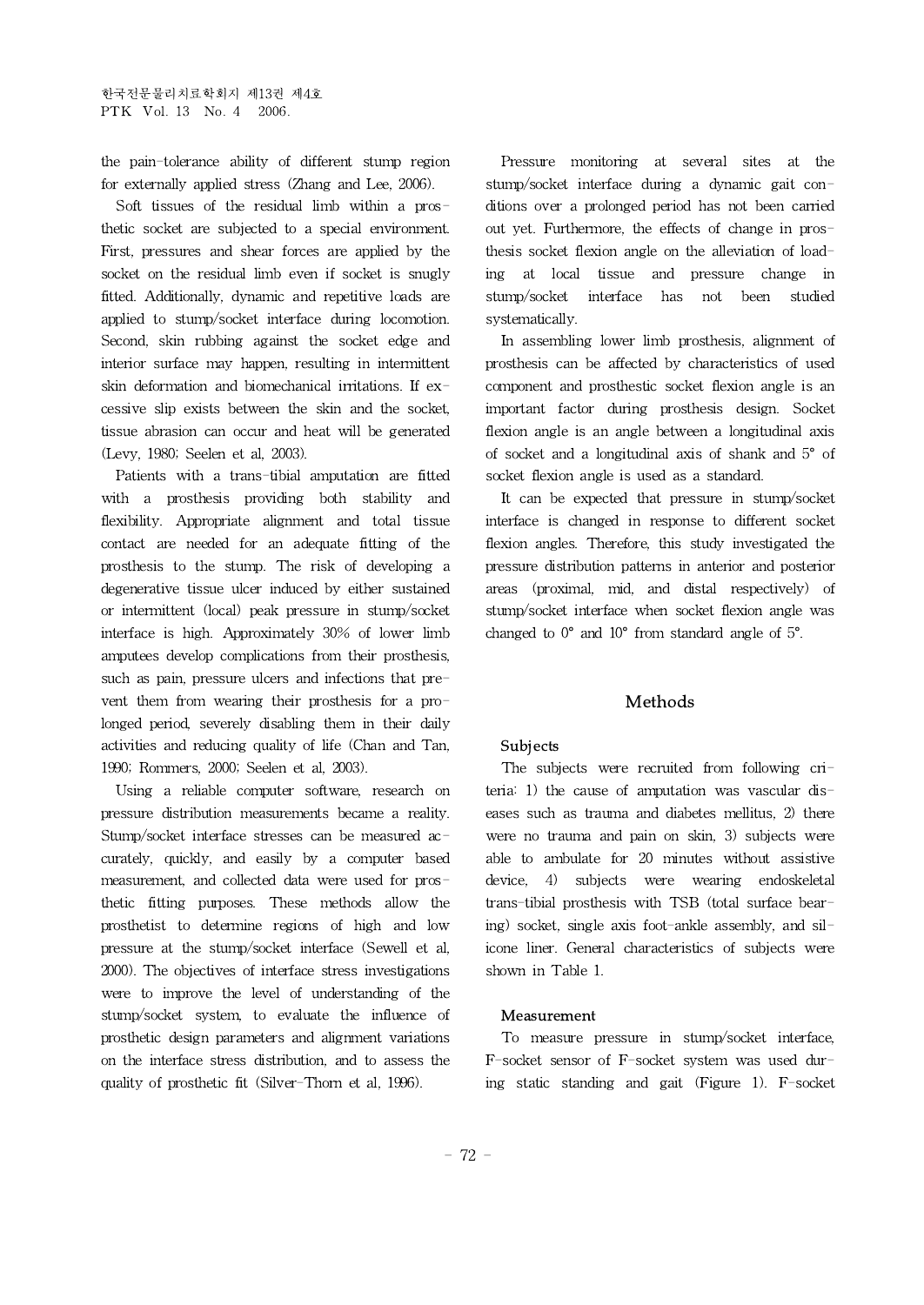the pain-tolerance ability of different stump region for externally applied stress (Zhang and Lee, 2006).

Soft tissues of the residual limb within a prosthetic socket are subjected to a special environment. First, pressures and shear forces are applied by the socket on the residual limb even if socket is snugly fitted. Additionally, dynamic and repetitive loads are applied to stump/socket interface during locomotion. Second, skin rubbing against the socket edge and interior surface may happen, resulting in intermittent skin deformation and biomechanical irritations. If excessive slip exists between the skin and the socket, tissue abrasion can occur and heat will be generated (Levy, 1980; Seelen et al, 2003).

Patients with a trans-tibial amputation are fitted with a prosthesis providing both stability and flexibility. Appropriate alignment and total tissue contact are needed for an adequate fitting of the prosthesis to the stump. The risk of developing a degenerative tissue ulcer induced by either sustained or intermittent (local) peak pressure in stump/socket interface is high. Approximately 30% of lower limb amputees develop complications from their prosthesis, such as pain, pressure ulcers and infections that prevent them from wearing their prosthesis for a prolonged period, severely disabling them in their daily activities and reducing quality of life (Chan and Tan, 1990; Rommers, 2000; Seelen et al, 2003).

Using a reliable computer software, research on pressure distribution measurements became a reality. Stump/socket interface stresses can be measured accurately, quickly, and easily by a computer based measurement, and collected data were used for prosthetic fitting purposes. These methods allow the prosthetist to determine regions of high and low pressure at the stump/socket interface (Sewell et al, 2000). The objectives of interface stress investigations were to improve the level of understanding of the stump/socket system, to evaluate the influence of prosthetic design parameters and alignment variations on the interface stress distribution, and to assess the quality of prosthetic fit (Silver-Thorn et al, 1996).

Pressure monitoring at several sites at the stump/socket interface during a dynamic gait conditions over a prolonged period has not been carried out yet. Furthermore, the effects of change in prosthesis socket flexion angle on the alleviation of loading at local tissue and pressure change in stump/socket interface has not been studied systematically.

In assembling lower limb prosthesis, alignment of prosthesis can be affected by characteristics of used component and prosthestic socket flexion angle is an important factor during prosthesis design. Socket flexion angle is an angle between a longitudinal axis of socket and a longitudinal axis of shank and 5° of socket flexion angle is used as a standard.

It can be expected that pressure in stump/socket interface is changed in response to different socket flexion angles. Therefore, this study investigated the pressure distribution patterns in anterior and posterior areas (proximal, mid, and distal respectively) of stump/socket interface when socket flexion angle was changed to 0° and 10° from standard angle of 5°.

## Methods

### Subjects

The subjects were recruited from following criteria: 1) the cause of amputation was vascular diseases such as trauma and diabetes mellitus, 2) there were no trauma and pain on skin, 3) subjects were able to ambulate for 20 minutes without assistive device, 4) subjects were wearing endoskeletal trans-tibial prosthesis with TSB (total surface bearing) socket, single axis foot-ankle assembly, and silicone liner. General characteristics of subjects were shown in Table 1.

### Measurement

To measure pressure in stump/socket interface, F-socket sensor of F-socket system was used during static standing and gait (Figure 1). F-socket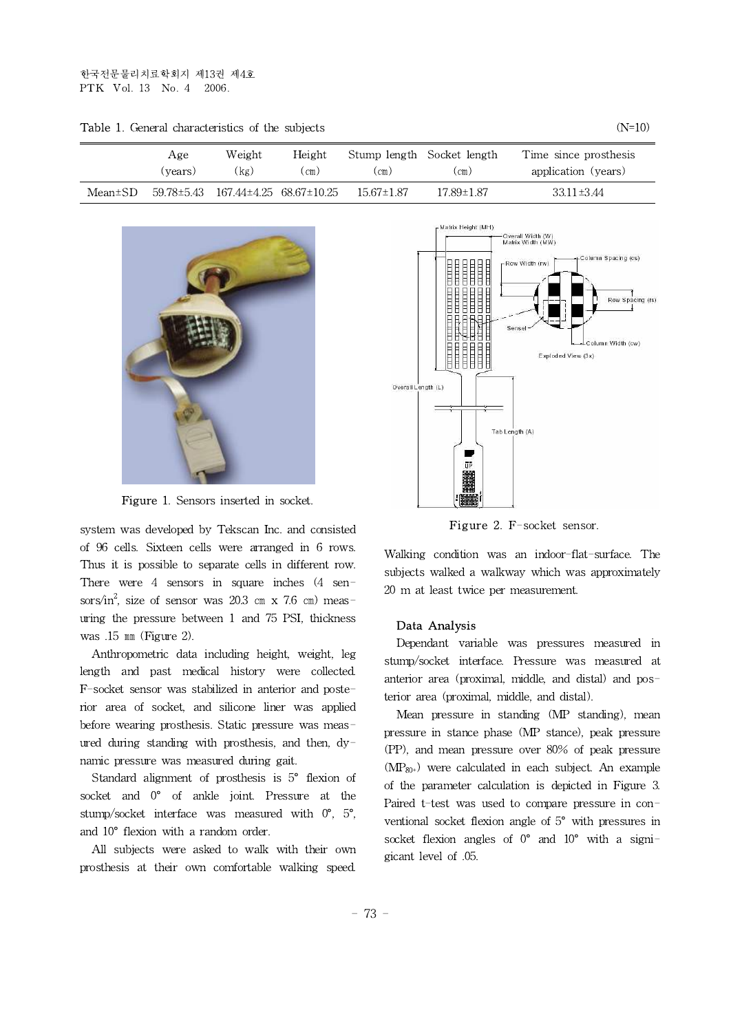Table 1. General characteristics of the subjects (N=10)

| | Age (years) | Weight (kg) | Height (cm) | Stump length (cm) | Socket length (cm) | Time since prosthesis application (years) |
|---|---|---|---|---|---|---|
| Mean±SD | 59.78±5.43 | 167.44±4.25 | 68.67±10.25 | 15.67±1.87 | 17.89±1.87 | 33.11±3.44 |

Figure 1. Sensors inserted in socket.

Figure 2. F-socket sensor.

system was developed by Tekscan Inc. and consisted of 96 cells. Sixteen cells were arranged in 6 rows. Thus it is possible to separate cells in different row. There were 4 sensors in square inches (4 sensors/$in^2$, size of sensor was 20.3 ㎝ x 7.6 ㎝) measuring the pressure between 1 and 75 PSI, thickness was .15 ㎜ (Figure 2).

Anthropometric data including height, weight, leg length and past medical history were collected. F-socket sensor was stabilized in anterior and posterior area of socket, and silicone liner was applied before wearing prosthesis. Static pressure was measured during standing with prosthesis, and then, dynamic pressure was measured during gait.

Standard alignment of prosthesis is 5° flexion of socket and 0° of ankle joint. Pressure at the stump/socket interface was measured with 0°, 5°, and 10° flexion with a random order.

All subjects were asked to walk with their own prosthesis at their own comfortable walking speed. Walking condition was an indoor-flat-surface. The subjects walked a walkway which was approximately 20 m at least twice per measurement.

### Data Analysis

Dependant variable was pressures measured in stump/socket interface. Pressure was measured at anterior area (proximal, middle, and distal) and posterior area (proximal, middle, and distal).

Mean pressure in standing (MP standing), mean pressure in stance phase (MP stance), peak pressure (PP), and mean pressure over 80% of peak pressure ($MP_{80+}$) were calculated in each subject. An example of the parameter calculation is depicted in Figure 3. Paired t-test was used to compare pressure in conventional socket flexion angle of 5° with pressures in socket flexion angles of 0° and 10° with a signigicant level of .05.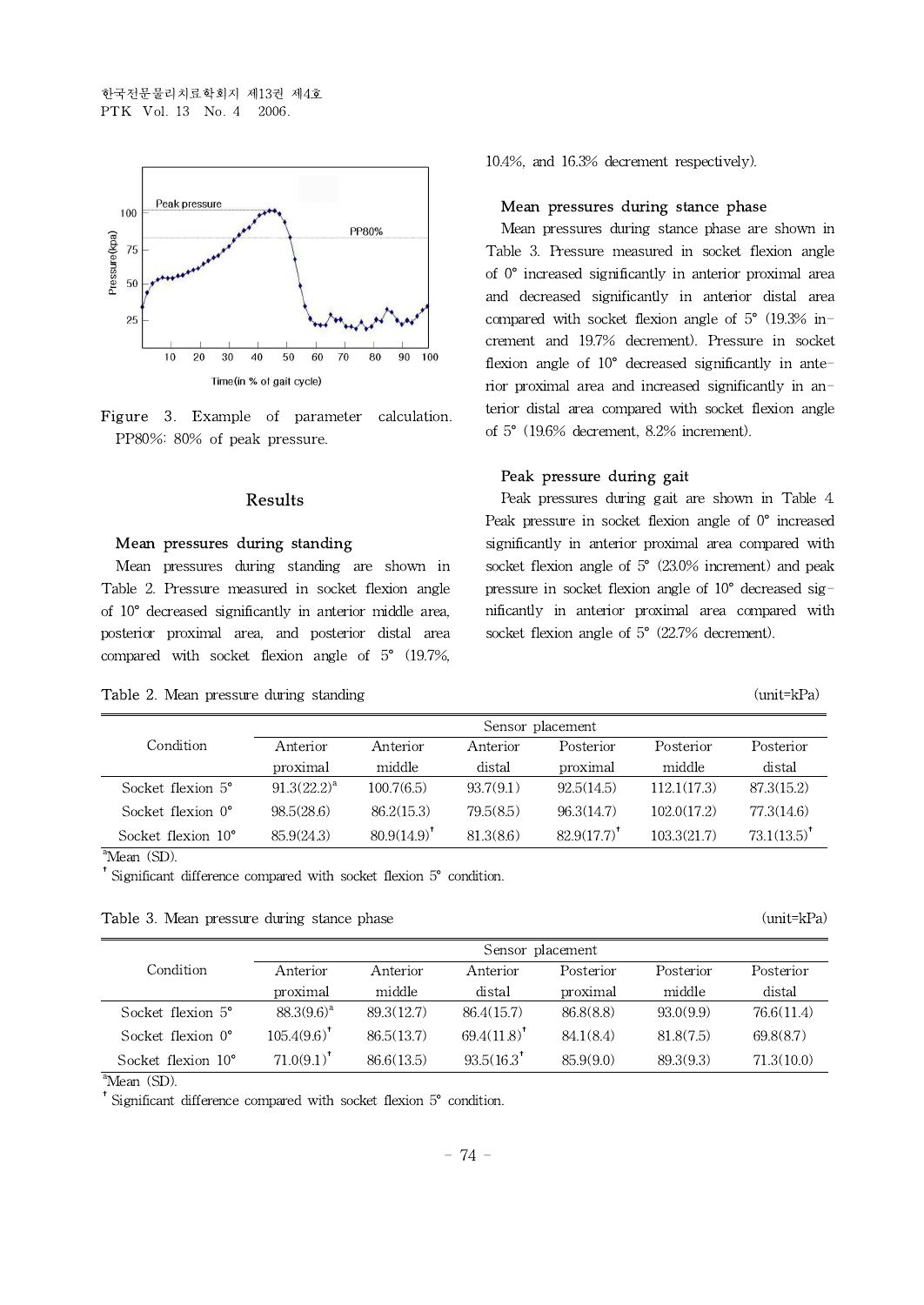Figure 3. Example of parameter calculation. PP80%: 80% of peak pressure.

## Results

### Mean pressures during standing

Mean pressures during standing are shown in Table 2. Pressure measured in socket flexion angle of 10° decreased significantly in anterior middle area, posterior proximal area, and posterior distal area compared with socket flexion angle of 5° (19.7%, 10.4%, and 16.3% decrement respectively).

### Mean pressures during stance phase

Mean pressures during stance phase are shown in Table 3. Pressure measured in socket flexion angle of 0° increased significantly in anterior proximal area and decreased significantly in anterior distal area compared with socket flexion angle of 5° (19.3% increment and 19.7% decrement). Pressure in socket flexion angle of 10° decreased significantly in anterior proximal area and increased significantly in anterior distal area compared with socket flexion angle of 5° (19.6% decrement, 8.2% increment).

### Peak pressure during gait

Peak pressures during gait are shown in Table 4. Peak pressure in socket flexion angle of 0° increased significantly in anterior proximal area compared with socket flexion angle of 5° (23.0% increment) and peak pressure in socket flexion angle of 10° decreased significantly in anterior proximal area compared with socket flexion angle of 5° (22.7% decrement).

Table 2. Mean pressure during standing (unit=kPa)

| Condition | Sensor placement | | | | | |
|---|---|---|---|---|---|---|
| | Anterior proximal | Anterior middle | Anterior distal | Posterior proximal | Posterior middle | Posterior distal |
| Socket flexion 5° | 91.3(22.2)[a] | 100.7(6.5) | 93.7(9.1) | 92.5(14.5) | 112.1(17.3) | 87.3(15.2) |
| Socket flexion 0° | 98.5(28.6) | 86.2(15.3) | 79.5(8.5) | 96.3(14.7) | 102.0(17.2) | 77.3(14.6) |
| Socket flexion 10° | 85.9(24.3) | 80.9(14.9)[†] | 81.3(8.6) | 82.9(17.7)[†] | 103.3(21.7) | 73.1(13.5)[†] |

[a]Mean (SD).
[†] Significant difference compared with socket flexion 5° condition.

Table 3. Mean pressure during stance phase (unit=kPa)

| Condition | Sensor placement | | | | | |
|---|---|---|---|---|---|---|
| | Anterior proximal | Anterior middle | Anterior distal | Posterior proximal | Posterior middle | Posterior distal |
| Socket flexion 5° | 88.3(9.6)[a] | 89.3(12.7) | 86.4(15.7) | 86.8(8.8) | 93.0(9.9) | 76.6(11.4) |
| Socket flexion 0° | 105.4(9.6)[†] | 86.5(13.7) | 69.4(11.8)[†] | 84.1(8.4) | 81.8(7.5) | 69.8(8.7) |
| Socket flexion 10° | 71.0(9.1)[†] | 86.6(13.5) | 93.5(16.3[†] | 85.9(9.0) | 89.3(9.3) | 71.3(10.0) |

[a]Mean (SD).
[†] Significant difference compared with socket flexion 5° condition.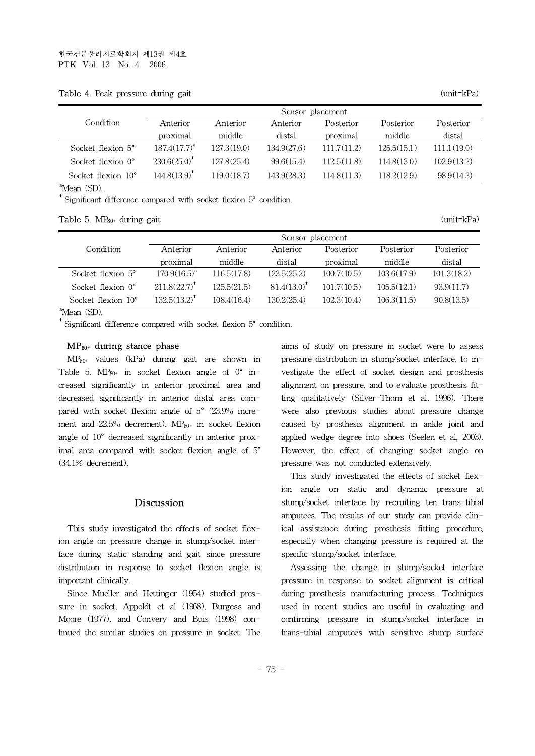Table 4. Peak pressure during gait (unit=kPa)

| Condition | Sensor placement | | | | | |
|---|---|---|---|---|---|---|
| | Anterior proximal | Anterior middle | Anterior distal | Posterior proximal | Posterior middle | Posterior distal |
| Socket flexion 5° | 187.4(17.7)[a] | 127.3(19.0) | 134.9(27.6) | 111.7(11.2) | 125.5(15.1) | 111.1(19.0) |
| Socket flexion 0° | 230.6(25.0)[†] | 127.8(25.4) | 99.6(15.4) | 112.5(11.8) | 114.8(13.0) | 102.9(13.2) |
| Socket flexion 10° | 144.8(13.9)[†] | 119.0(18.7) | 143.9(28.3) | 114.8(11.3) | 118.2(12.9) | 98.9(14.3) |

[a]Mean (SD).

[†] Significant difference compared with socket flexion 5° condition.

Table 5. $MP_{80+}$ during gait (unit=kPa)

| Condition | Sensor placement | | | | | |
|---|---|---|---|---|---|---|
| | Anterior proximal | Anterior middle | Anterior distal | Posterior proximal | Posterior middle | Posterior distal |
| Socket flexion 5° | 170.9(16.5)[a] | 116.5(17.8) | 123.5(25.2) | 100.7(10.5) | 103.6(17.9) | 101.3(18.2) |
| Socket flexion 0° | 211.8(22.7)[†] | 125.5(21.5) | 81.4(13.0)[†] | 101.7(10.5) | 105.5(12.1) | 93.9(11.7) |
| Socket flexion 10° | 132.5(13.2)[†] | 108.4(16.4) | 130.2(25.4) | 102.3(10.4) | 106.3(11.5) | 90.8(13.5) |

[a]Mean (SD).

[†] Significant difference compared with socket flexion 5° condition.

### $MP_{80+}$ during stance phase

$MP_{80+}$ values (kPa) during gait are shown in Table 5. $MP_{80+}$ in socket flexion angle of 0° increased significantly in anterior proximal area and decreased significantly in anterior distal area compared with socket flexion angle of 5° (23.9% incremement and 22.5% decrement). $MP_{80+}$ in socket flexion angle of 10° decreased significantly in anterior proximal area compared with socket flexion angle of 5° (34.1% decrement).

## Discussion

This study investigated the effects of socket flexion angle on pressure change in stump/socket interface during static standing and gait since pressure distribution in response to socket flexion angle is important clinically.

Since Mueller and Hettinger (1954) studied pressure in socket, Appoldt et al (1968), Burgess and Moore (1977), and Convery and Buis (1998) continued the similar studies on pressure in socket. The aims of study on pressure in socket were to assess pressure distribution in stump/socket interface, to investigate the effect of socket design and prosthesis alignment on pressure, and to evaluate prosthesis fitting qualitatively (Silver-Thorn et al, 1996). There were also previous studies about pressure change caused by prosthesis alignment in ankle joint and applied wedge degree into shoes (Seelen et al, 2003). However, the effect of changing socket angle on pressure was not conducted extensively.

This study investigated the effects of socket flexion angle on static and dynamic pressure at stump/socket interface by recruiting ten trans-tibial amputees. The results of our study can provide clinical assistance during prosthesis fitting procedure, especially when changing pressure is required at the specific stump/socket interface.

Assessing the change in stump/socket interface pressure in response to socket alignment is critical during prosthesis manufacturing process. Techniques used in recent studies are useful in evaluating and confirming pressure in stump/socket interface in trans-tibial amputees with sensitive stump surface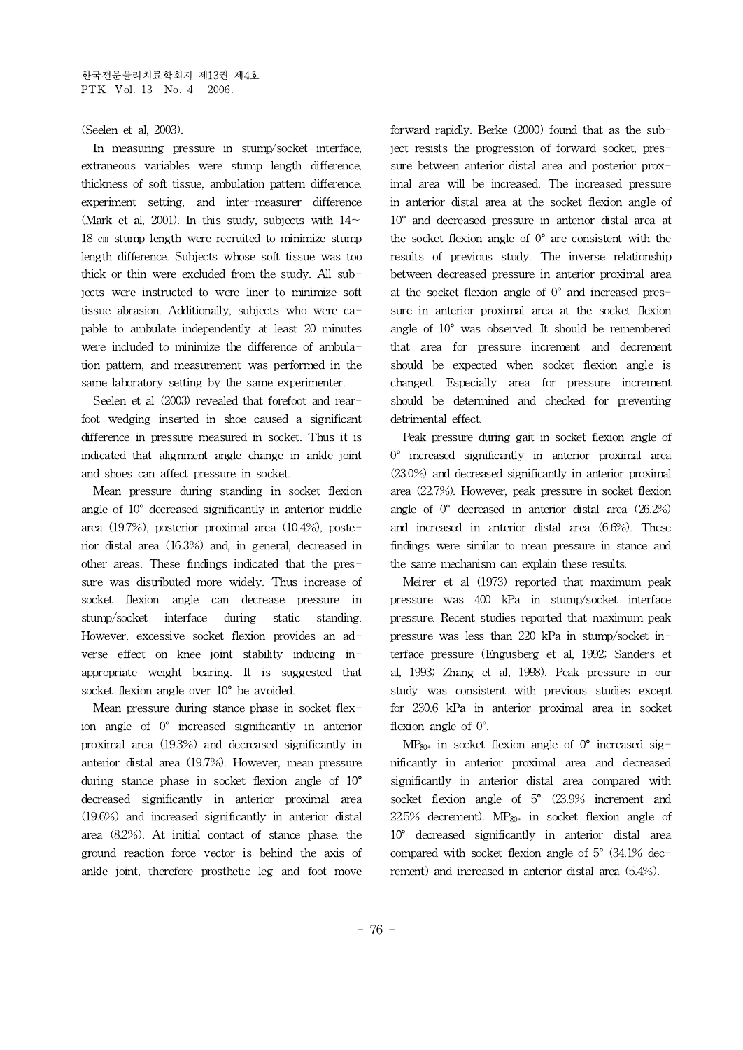(Seelen et al, 2003).

In measuring pressure in stump/socket interface, extraneous variables were stump length difference, thickness of soft tissue, ambulation pattern difference, experiment setting, and inter-measurer difference (Mark et al, 2001). In this study, subjects with 14~18 ㎝ stump length were recruited to minimize stump length difference. Subjects whose soft tissue was too thick or thin were excluded from the study. All subjects were instructed to were liner to minimize soft tissue abrasion. Additionally, subjects who were capable to ambulate independently at least 20 minutes were included to minimize the difference of ambulation pattern, and measurement was performed in the same laboratory setting by the same experimenter.

Seelen et al (2003) revealed that forefoot and rearfoot wedging inserted in shoe caused a significant difference in pressure measured in socket. Thus it is indicated that alignment angle change in ankle joint and shoes can affect pressure in socket.

Mean pressure during standing in socket flexion angle of 10° decreased significantly in anterior middle area (19.7%), posterior proximal area (10.4%), posterior distal area (16.3%) and, in general, decreased in other areas. These findings indicated that the pressure was distributed more widely. Thus increase of socket flexion angle can decrease pressure in stump/socket interface during static standing. However, excessive socket flexion provides an adverse effect on knee joint stability inducing inappropriate weight bearing. It is suggested that socket flexion angle over 10° be avoided.

Mean pressure during stance phase in socket flexion angle of 0° increased significantly in anterior proximal area (19.3%) and decreased significantly in anterior distal area (19.7%). However, mean pressure during stance phase in socket flexion angle of 10° decreased significantly in anterior proximal area (19.6%) and increased significantly in anterior distal area (8.2%). At initial contact of stance phase, the ground reaction force vector is behind the axis of ankle joint, therefore prosthetic leg and foot move forward rapidly. Berke (2000) found that as the subject resists the progression of forward socket, pressure between anterior distal area and posterior proximal area will be increased. The increased pressure in anterior distal area at the socket flexion angle of 10° and decreased pressure in anterior distal area at the socket flexion angle of 0° are consistent with the results of previous study. The inverse relationship between decreased pressure in anterior proximal area at the socket flexion angle of 0° and increased pressure in anterior proximal area at the socket flexion angle of 10° was observed. It should be remembered that area for pressure increment and decrement should be expected when socket flexion angle is changed. Especially area for pressure increment should be determined and checked for preventing detrimental effect.

Peak pressure during gait in socket flexion angle of 0° increased significantly in anterior proximal area (23.0%) and decreased significantly in anterior proximal area (22.7%). However, peak pressure in socket flexion angle of 0° decreased in anterior distal area (26.2%) and increased in anterior distal area (6.6%). These findings were similar to mean pressure in stance and the same mechanism can explain these results.

Meirer et al (1973) reported that maximum peak pressure was 400 kPa in stump/socket interface pressure. Recent studies reported that maximum peak pressure was less than 220 kPa in stump/socket interface pressure (Engusberg et al, 1992; Sanders et al, 1993; Zhang et al, 1998). Peak pressure in our study was consistent with previous studies except for 230.6 kPa in anterior proximal area in socket flexion angle of 0°.

$MP_{80+}$ in socket flexion angle of 0° increased significantly in anterior proximal area and decreased significantly in anterior distal area compared with socket flexion angle of 5° (23.9% increment and 22.5% decrement). $MP_{80+}$ in socket flexion angle of 10° decreased significantly in anterior distal area compared with socket flexion angle of 5° (34.1% decrement) and increased in anterior distal area (5.4%).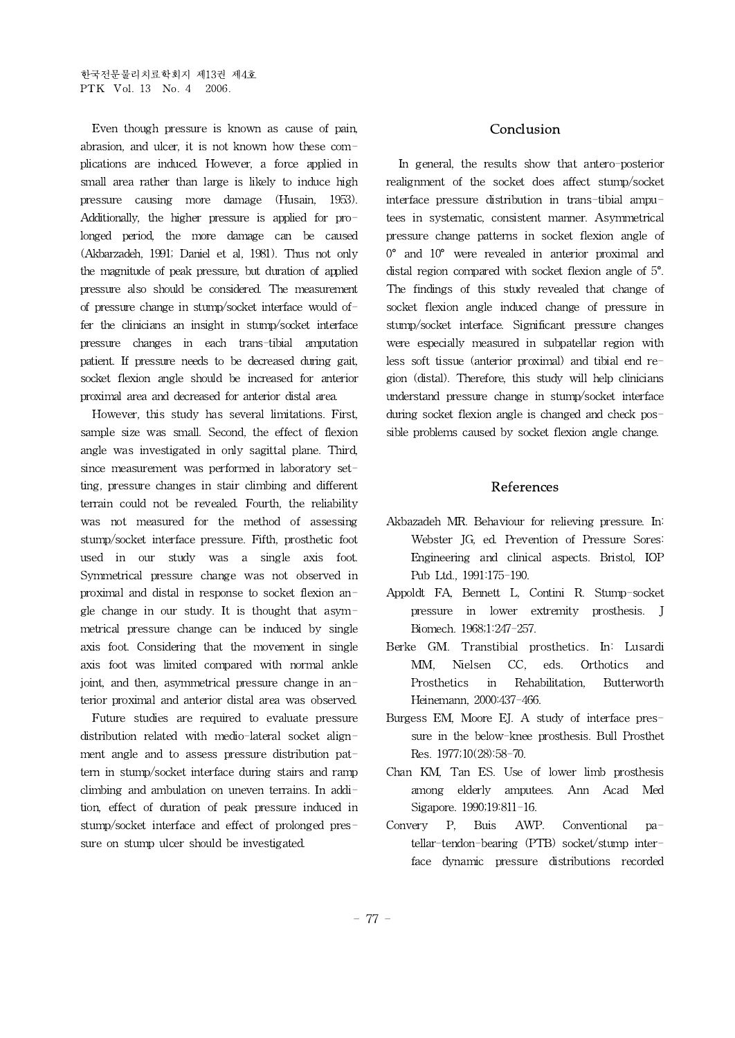Even though pressure is known as cause of pain, abrasion, and ulcer, it is not known how these complications are induced. However, a force applied in small area rather than large is likely to induce high pressure causing more damage (Husain, 1953). Additionally, the higher pressure is applied for prolonged period, the more damage can be caused (Akbarzadeh, 1991; Daniel et al, 1981). Thus not only the magnitude of peak pressure, but duration of applied pressure also should be considered. The measurement of pressure change in stump/socket interface would offer the clinicians an insight in stump/socket interface pressure changes in each trans-tibial amputation patient. If pressure needs to be decreased during gait, socket flexion angle should be increased for anterior proximal area and decreased for anterior distal area.

However, this study has several limitations. First, sample size was small. Second, the effect of flexion angle was investigated in only sagittal plane. Third, since measurement was performed in laboratory setting, pressure changes in stair climbing and different terrain could not be revealed. Fourth, the reliability was not measured for the method of assessing stump/socket interface pressure. Fifth, prosthetic foot used in our study was a single axis foot. Symmetrical pressure change was not observed in proximal and distal in response to socket flexion angle change in our study. It is thought that asymmetrical pressure change can be induced by single axis foot. Considering that the movement in single axis foot was limited compared with normal ankle joint, and then, asymmetrical pressure change in anterior proximal and anterior distal area was observed.

Future studies are required to evaluate pressure distribution related with medio-lateral socket alignment angle and to assess pressure distribution pattern in stump/socket interface during stairs and ramp climbing and ambulation on uneven terrains. In addition, effect of duration of peak pressure induced in stump/socket interface and effect of prolonged pressure on stump ulcer should be investigated.

## Conclusion

In general, the results show that antero-posterior realignment of the socket does affect stump/socket interface pressure distribution in trans-tibial amputees in systematic, consistent manner. Asymmetrical pressure change patterns in socket flexion angle of 0° and 10° were revealed in anterior proximal and distal region compared with socket flexion angle of 5°. The findings of this study revealed that change of socket flexion angle induced change of pressure in stump/socket interface. Significant pressure changes were especially measured in subpatellar region with less soft tissue (anterior proximal) and tibial end region (distal). Therefore, this study will help clinicians understand pressure change in stump/socket interface during socket flexion angle is changed and check possible problems caused by socket flexion angle change.

## References

Akbazadeh MR. Behaviour for relieving pressure. In: Webster JG, ed. Prevention of Pressure Sores: Engineering and clinical aspects. Bristol, IOP Pub Ltd., 1991:175-190.

Appoldt FA, Bennett L, Contini R. Stump-socket pressure in lower extremity prosthesis. J Biomech. 1968;1:247-257.

Berke GM. Transtibial prosthetics. In: Lusardi MM, Nielsen CC, eds. Orthotics and Prosthetics in Rehabilitation, Butterworth Heinemann, 2000:437-466.

Burgess EM, Moore EJ. A study of interface pressure in the below-knee prosthesis. Bull Prosthet Res. 1977;10(28):58-70.

Chan KM, Tan ES. Use of lower limb prosthesis among elderly amputees. Ann Acad Med Sigapore. 1990;19:811-16.

Convery P, Buis AWP. Conventional patellar-tendon-bearing (PTB) socket/stump interface dynamic pressure distributions recorded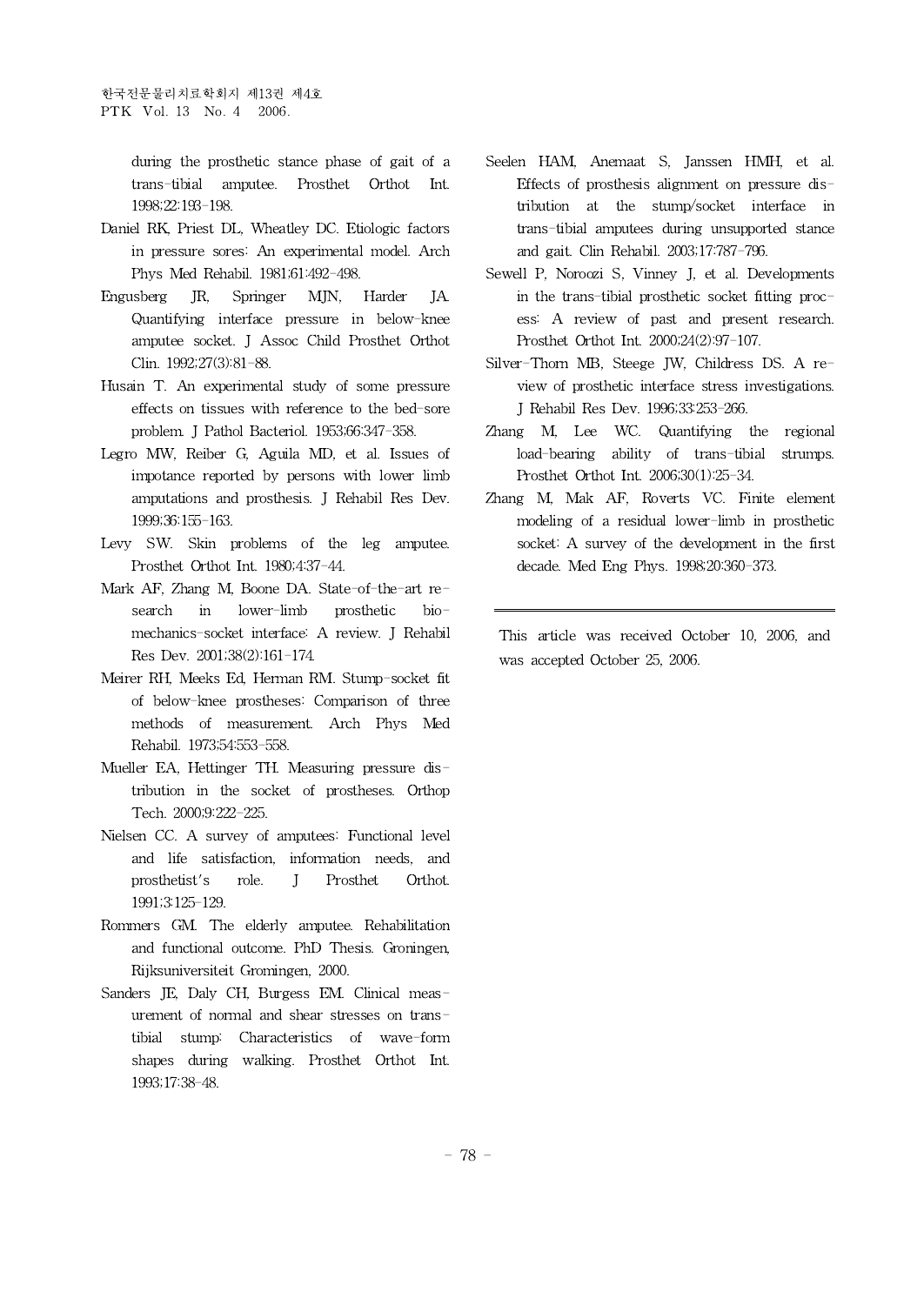during the prosthetic stance phase of gait of a trans-tibial amputee. Prosthet Orthot Int. 1998;22:193-198.

Daniel RK, Priest DL, Wheatley DC. Etiologic factors in pressure sores: An experimental model. Arch Phys Med Rehabil. 1981;61:492-498.

Engusberg JR, Springer MJN, Harder JA. Quantifying interface pressure in below-knee amputee socket. J Assoc Child Prosthet Orthot Clin. 1992;27(3):81-88.

Husain T. An experimental study of some pressure effects on tissues with reference to the bed-sore problem. J Pathol Bacteriol. 1953;66:347-358.

Legro MW, Reiber G, Aguila MD, et al. Issues of impotance reported by persons with lower limb amputations and prosthesis. J Rehabil Res Dev. 1999;36:155-163.

Levy SW. Skin problems of the leg amputee. Prosthet Orthot Int. 1980;4:37-44.

Mark AF, Zhang M, Boone DA. State-of-the-art research in lower-limb prosthetic biomechanics-socket interface: A review. J Rehabil Res Dev. 2001;38(2):161-174.

Meirer RH, Meeks Ed, Herman RM. Stump-socket fit of below-knee prostheses: Comparison of three methods of measurement. Arch Phys Med Rehabil. 1973;54:553-558.

Mueller EA, Hettinger TH. Measuring pressure distribution in the socket of prostheses. Orthop Tech. 2000;9:222-225.

Nielsen CC. A survey of amputees: Functional level and life satisfaction, information needs, and prosthetist's role. J Prosthet Orthot. 1991;3:125-129.

Rommers GM. The elderly amputee. Rehabilitation and functional outcome. PhD Thesis. Groningen, Rijksuniversiteit Gromingen, 2000.

Sanders JE, Daly CH, Burgess EM. Clinical measurement of normal and shear stresses on transtibial stump: Characteristics of wave-form shapes during walking. Prosthet Orthot Int. 1993;17:38-48.

Seelen HAM, Anemaat S, Janssen HMH, et al. Effects of prosthesis alignment on pressure distribution at the stump/socket interface in trans-tibial amputees during unsupported stance and gait. Clin Rehabil. 2003;17:787-796.

Sewell P, Noroozi S, Vinney J, et al. Developments in the trans-tibial prosthetic socket fitting process: A review of past and present research. Prosthet Orthot Int. 2000;24(2):97-107.

Silver-Thorn MB, Steege JW, Childress DS. A review of prosthetic interface stress investigations. J Rehabil Res Dev. 1996;33:253-266.

Zhang M, Lee WC. Quantifying the regional load-bearing ability of trans-tibial strumps. Prosthet Orthot Int. 2006;30(1):25-34.

Zhang M, Mak AF, Roverts VC. Finite element modeling of a residual lower-limb in prosthetic socket: A survey of the development in the first decade. Med Eng Phys. 1998;20:360-373.

---

This article was received October 10, 2006, and was accepted October 25, 2006.